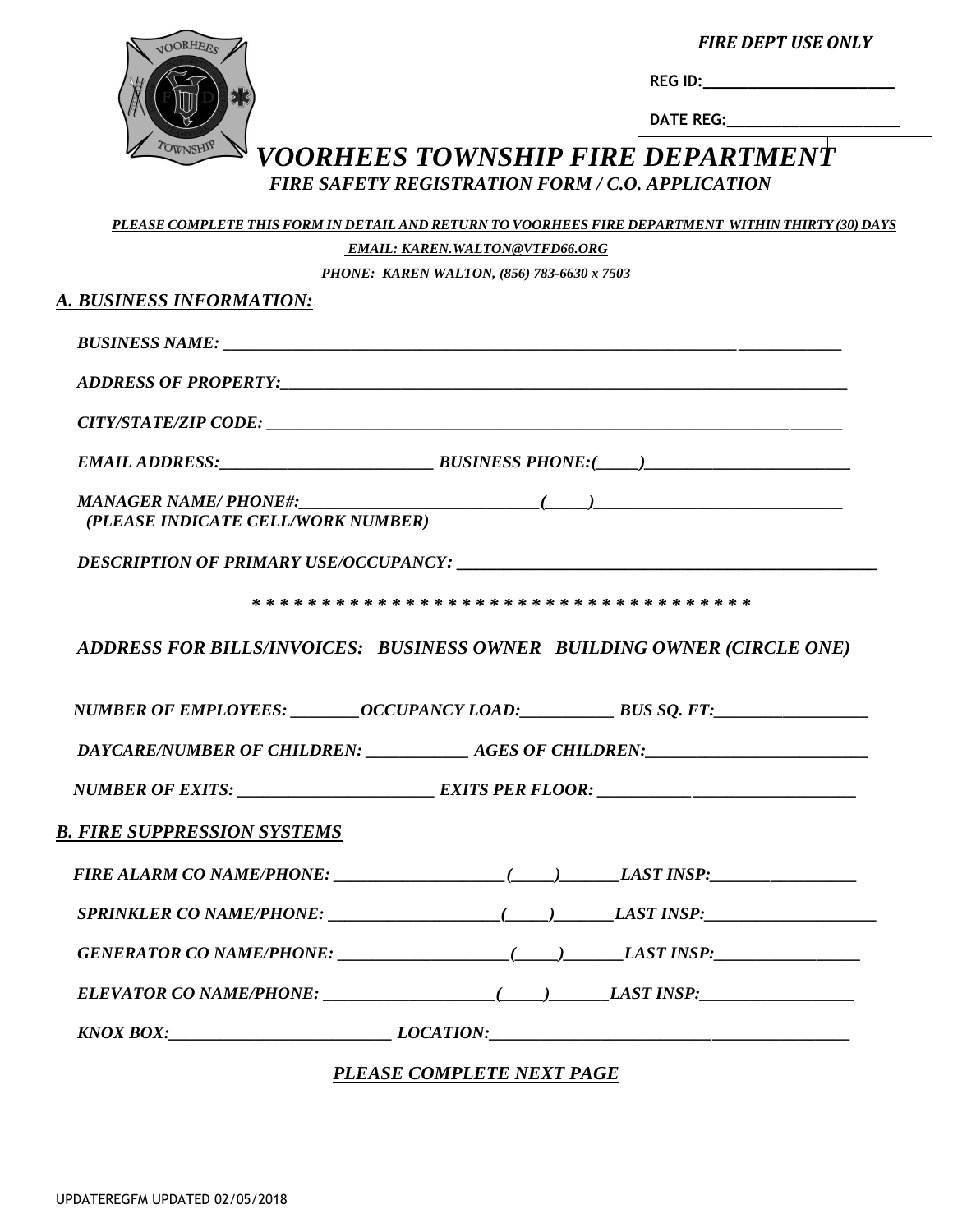**FIRE DEPT USE ONLY**

**REG ID:\_\_\_\_\_\_\_\_\_\_\_\_\_\_\_\_\_\_\_\_\_\_**

**DATE REG:\_\_\_\_\_\_\_\_\_\_\_\_\_\_\_\_\_\_\_\_**

# *VOORHEES TOWNSHIP FIRE DEPARTMENT*

## *FIRE SAFETY REGISTRATION FORM / C.O. APPLICATION*

***PLEASE COMPLETE THIS FORM IN DETAIL AND RETURN TO VOORHEES FIRE DEPARTMENT WITHIN THIRTY (30) DAYS***

***EMAIL: KAREN.WALTON@VTFD66.ORG***

***PHONE: KAREN WALTON, (856) 783-6630 x 7503***

### *A. BUSINESS INFORMATION:*

*BUSINESS NAME: ________________________________________________________________________*

*ADDRESS OF PROPERTY:________________________________________________________________________*

*CITY/STATE/ZIP CODE: ________________________________________________________________________*

*EMAIL ADDRESS:__________________________ BUSINESS PHONE:(_____)_________________________*

*MANAGER NAME/ PHONE#:_____________________________(_____)______________________________*
*(PLEASE INDICATE CELL/WORK NUMBER)*

*DESCRIPTION OF PRIMARY USE/OCCUPANCY: ____________________________________________________*

*\* \* \* \* \* \* \* \* \* \* \* \* \* \* \* \* \* \* \* \* \* \* \* \* \* \* \* \* \* \* \* \* \* \* \* \* \* \**

*ADDRESS FOR BILLS/INVOICES: BUSINESS OWNER BUILDING OWNER (CIRCLE ONE)*

*NUMBER OF EMPLOYEES: ________OCCUPANCY LOAD:___________ BUS SQ. FT:___________________*

*DAYCARE/NUMBER OF CHILDREN: ____________ AGES OF CHILDREN:__________________________*

*NUMBER OF EXITS: ________________________ EXITS PER FLOOR: ________________________________*

### *B. FIRE SUPPRESSION SYSTEMS*

*FIRE ALARM CO NAME/PHONE: ____________________(_____)_______LAST INSP:__________________*

*SPRINKLER CO NAME/PHONE: ____________________(_____)_______LAST INSP:_____________________*

*GENERATOR CO NAME/PHONE: ____________________(_____)_______LAST INSP:_________________*

*ELEVATOR CO NAME/PHONE: ____________________(_____)_______LAST INSP:__________________*

*KNOX BOX:___________________________ LOCATION:____________________________________________*

***PLEASE COMPLETE NEXT PAGE***

UPDATEREGFM UPDATED 02/05/2018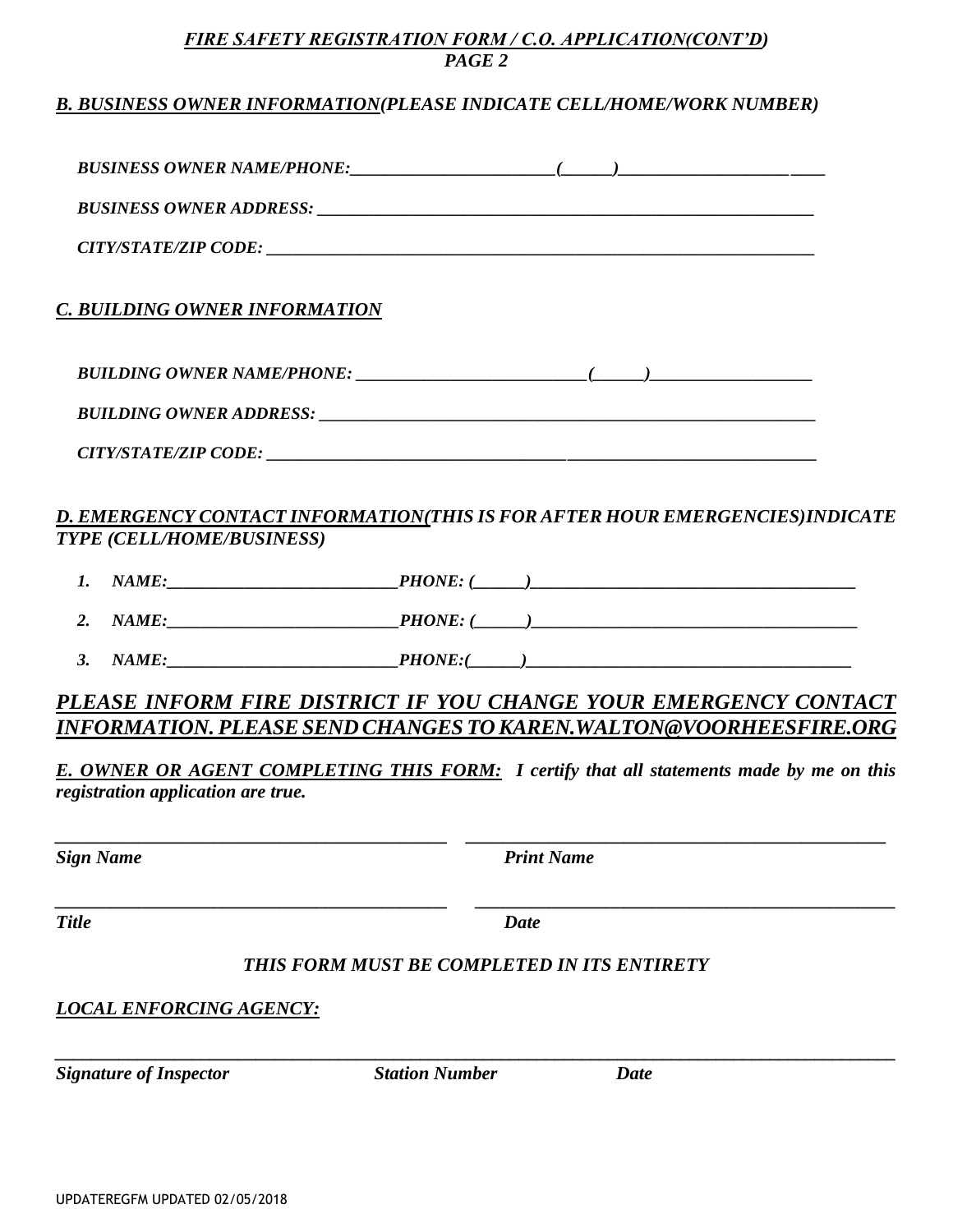***FIRE SAFETY REGISTRATION FORM / C.O. APPLICATION(CONT'D)***
***PAGE 2***

***B. BUSINESS OWNER INFORMATION*(PLEASE INDICATE CELL/HOME/WORK NUMBER)**

***BUSINESS OWNER NAME/PHONE:________________________(______)________________________***

***BUSINESS OWNER ADDRESS: ________________________________________________________***

***CITY/STATE/ZIP CODE: ____________________________________________________________***

***C. BUILDING OWNER INFORMATION***

***BUILDING OWNER NAME/PHONE: ___________________________(______)___________________***

***BUILDING OWNER ADDRESS: _______________________________________________________***

***CITY/STATE/ZIP CODE: ___________________________________________________________***

***D. EMERGENCY CONTACT INFORMATION*(THIS IS FOR AFTER HOUR EMERGENCIES)INDICATE TYPE (CELL/HOME/BUSINESS)**

1. ***NAME:___________________________PHONE: (______)______________________________________***
2. ***NAME:___________________________PHONE: (______)______________________________________***
3. ***NAME:___________________________PHONE:(______)______________________________________***

***PLEASE INFORM FIRE DISTRICT IF YOU CHANGE YOUR EMERGENCY CONTACT INFORMATION. PLEASE SEND CHANGES TO KAREN.WALTON@VOORHEESFIRE.ORG***

***E. OWNER OR AGENT COMPLETING THIS FORM:*** ***I certify that all statements made by me on this registration application are true.***

___________________________________________ ___________________________________________

***Sign Name*** ***Print Name***

___________________________________________ ___________________________________________

***Title*** ***Date***

***THIS FORM MUST BE COMPLETED IN ITS ENTIRETY***

***LOCAL ENFORCING AGENCY:***

_____________________________________________________________________________________

***Signature of Inspector*** ***Station Number*** ***Date***

UPDATEREGFM UPDATED 02/05/2018